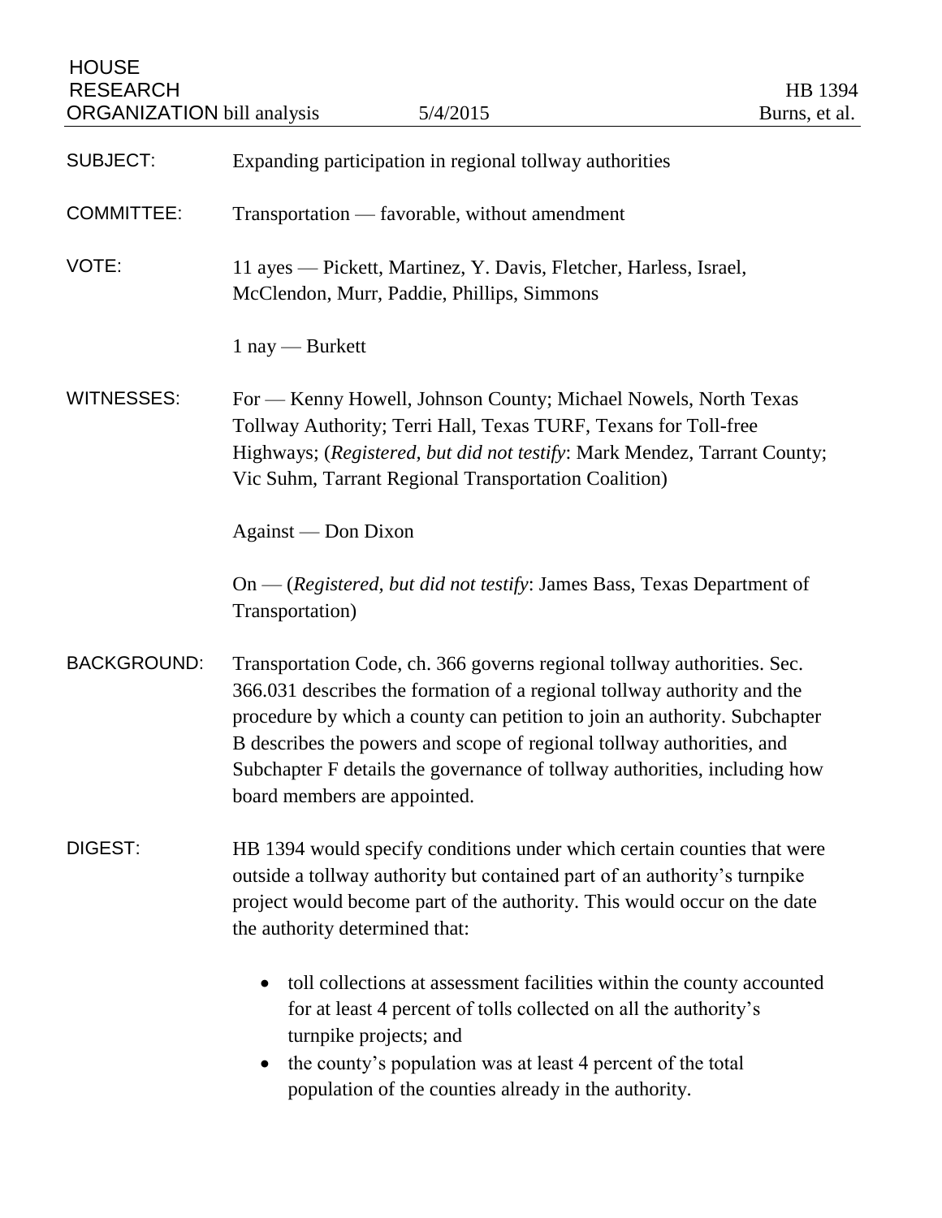HOUSE RESEARCH ORGANIZATION bill analysis — 5/4/2015 — HB 1394 — Burns, et al.

**SUBJECT:** Expanding participation in regional tollway authorities

**COMMITTEE:** Transportation — favorable, without amendment

**VOTE:** 11 ayes — Pickett, Martinez, Y. Davis, Fletcher, Harless, Israel, McClendon, Murr, Paddie, Phillips, Simmons

1 nay — Burkett

**WITNESSES:** For — Kenny Howell, Johnson County; Michael Nowels, North Texas Tollway Authority; Terri Hall, Texas TURF, Texans for Toll-free Highways; (*Registered, but did not testify*: Mark Mendez, Tarrant County; Vic Suhm, Tarrant Regional Transportation Coalition)

Against — Don Dixon

On — (*Registered, but did not testify*: James Bass, Texas Department of Transportation)

**BACKGROUND:** Transportation Code, ch. 366 governs regional tollway authorities. Sec. 366.031 describes the formation of a regional tollway authority and the procedure by which a county can petition to join an authority. Subchapter B describes the powers and scope of regional tollway authorities, and Subchapter F details the governance of tollway authorities, including how board members are appointed.

**DIGEST:** HB 1394 would specify conditions under which certain counties that were outside a tollway authority but contained part of an authority's turnpike project would become part of the authority. This would occur on the date the authority determined that:

- toll collections at assessment facilities within the county accounted for at least 4 percent of tolls collected on all the authority's turnpike projects; and
- the county's population was at least 4 percent of the total population of the counties already in the authority.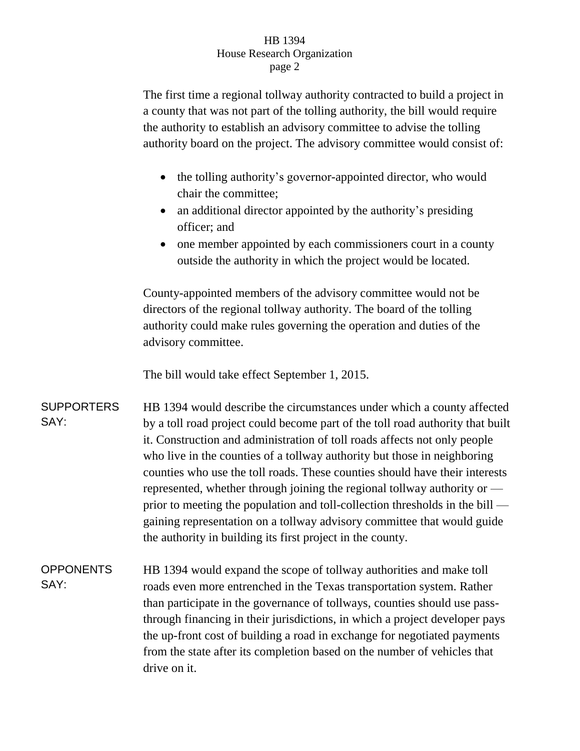The first time a regional tollway authority contracted to build a project in a county that was not part of the tolling authority, the bill would require the authority to establish an advisory committee to advise the tolling authority board on the project. The advisory committee would consist of:

- the tolling authority's governor-appointed director, who would chair the committee;
- an additional director appointed by the authority's presiding officer; and
- one member appointed by each commissioners court in a county outside the authority in which the project would be located.

County-appointed members of the advisory committee would not be directors of the regional tollway authority. The board of the tolling authority could make rules governing the operation and duties of the advisory committee.

The bill would take effect September 1, 2015.

**SUPPORTERS SAY:**

HB 1394 would describe the circumstances under which a county affected by a toll road project could become part of the toll road authority that built it. Construction and administration of toll roads affects not only people who live in the counties of a tollway authority but those in neighboring counties who use the toll roads. These counties should have their interests represented, whether through joining the regional tollway authority or — prior to meeting the population and toll-collection thresholds in the bill — gaining representation on a tollway advisory committee that would guide the authority in building its first project in the county.

**OPPONENTS SAY:**

HB 1394 would expand the scope of tollway authorities and make toll roads even more entrenched in the Texas transportation system. Rather than participate in the governance of tollways, counties should use pass-through financing in their jurisdictions, in which a project developer pays the up-front cost of building a road in exchange for negotiated payments from the state after its completion based on the number of vehicles that drive on it.